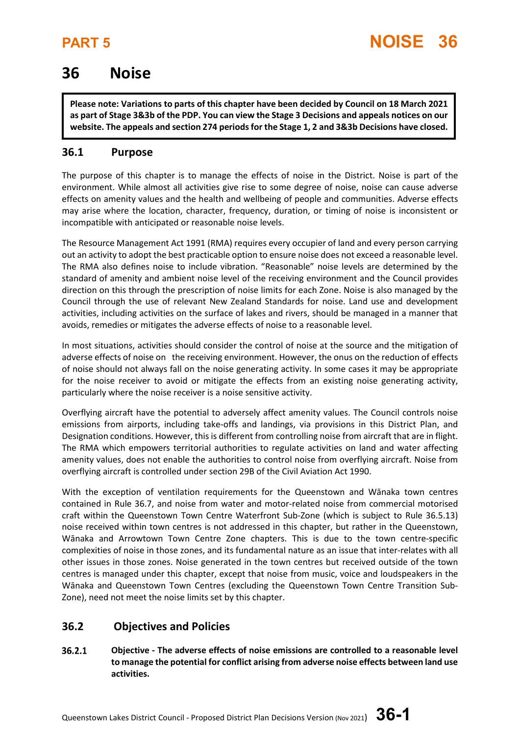# 36 Noise

**Please note: Variations to parts of this chapter have been decided by Council on 18 March 2021 as part of Stage 3&3b of the PDP. You can view the Stage 3 Decisions and appeals notices on our website. The appeals and section 274 periods for the Stage 1, 2 and 3&3b Decisions have closed.**

## 36.1 Purpose

The purpose of this chapter is to manage the effects of noise in the District. Noise is part of the environment. While almost all activities give rise to some degree of noise, noise can cause adverse effects on amenity values and the health and wellbeing of people and communities. Adverse effects may arise where the location, character, frequency, duration, or timing of noise is inconsistent or incompatible with anticipated or reasonable noise levels.

The Resource Management Act 1991 (RMA) requires every occupier of land and every person carrying out an activity to adopt the best practicable option to ensure noise does not exceed a reasonable level. The RMA also defines noise to include vibration. "Reasonable" noise levels are determined by the standard of amenity and ambient noise level of the receiving environment and the Council provides direction on this through the prescription of noise limits for each Zone. Noise is also managed by the Council through the use of relevant New Zealand Standards for noise. Land use and development activities, including activities on the surface of lakes and rivers, should be managed in a manner that avoids, remedies or mitigates the adverse effects of noise to a reasonable level.

In most situations, activities should consider the control of noise at the source and the mitigation of adverse effects of noise on the receiving environment. However, the onus on the reduction of effects of noise should not always fall on the noise generating activity. In some cases it may be appropriate for the noise receiver to avoid or mitigate the effects from an existing noise generating activity, particularly where the noise receiver is a noise sensitive activity.

Overflying aircraft have the potential to adversely affect amenity values. The Council controls noise emissions from airports, including take-offs and landings, via provisions in this District Plan, and Designation conditions. However, this is different from controlling noise from aircraft that are in flight. The RMA which empowers territorial authorities to regulate activities on land and water affecting amenity values, does not enable the authorities to control noise from overflying aircraft. Noise from overflying aircraft is controlled under section 29B of the Civil Aviation Act 1990.

With the exception of ventilation requirements for the Queenstown and Wānaka town centres contained in Rule 36.7, and noise from water and motor-related noise from commercial motorised craft within the Queenstown Town Centre Waterfront Sub-Zone (which is subject to Rule 36.5.13) noise received within town centres is not addressed in this chapter, but rather in the Queenstown, Wānaka and Arrowtown Town Centre Zone chapters. This is due to the town centre-specific complexities of noise in those zones, and its fundamental nature as an issue that inter-relates with all other issues in those zones. Noise generated in the town centres but received outside of the town centres is managed under this chapter, except that noise from music, voice and loudspeakers in the Wānaka and Queenstown Town Centres (excluding the Queenstown Town Centre Transition Sub-Zone), need not meet the noise limits set by this chapter.

## 36.2 Objectives and Policies

**36.2.1 Objective - The adverse effects of noise emissions are controlled to a reasonable level to manage the potential for conflict arising from adverse noise effects between land use activities.**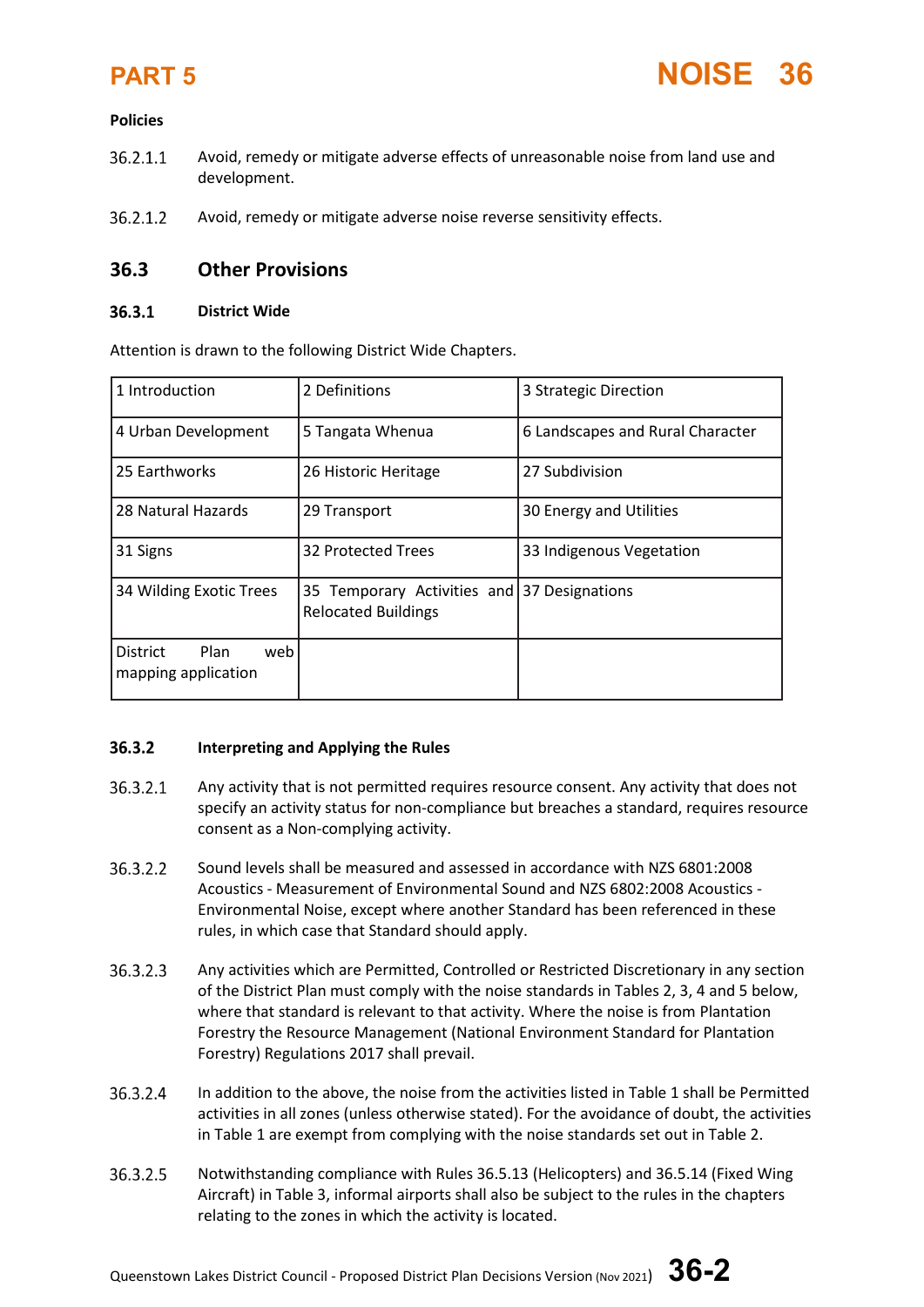**Policies**

36.2.1.1 Avoid, remedy or mitigate adverse effects of unreasonable noise from land use and development.

36.2.1.2 Avoid, remedy or mitigate adverse noise reverse sensitivity effects.

## 36.3 Other Provisions

### 36.3.1 District Wide

Attention is drawn to the following District Wide Chapters.

| | | |
|---|---|---|
| 1 Introduction | 2 Definitions | 3 Strategic Direction |
| 4 Urban Development | 5 Tangata Whenua | 6 Landscapes and Rural Character |
| 25 Earthworks | 26 Historic Heritage | 27 Subdivision |
| 28 Natural Hazards | 29 Transport | 30 Energy and Utilities |
| 31 Signs | 32 Protected Trees | 33 Indigenous Vegetation |
| 34 Wilding Exotic Trees | 35 Temporary Activities and Relocated Buildings | 37 Designations |
| District Plan web mapping application | | |

### 36.3.2 Interpreting and Applying the Rules

36.3.2.1 Any activity that is not permitted requires resource consent. Any activity that does not specify an activity status for non-compliance but breaches a standard, requires resource consent as a Non-complying activity.

36.3.2.2 Sound levels shall be measured and assessed in accordance with NZS 6801:2008 Acoustics - Measurement of Environmental Sound and NZS 6802:2008 Acoustics - Environmental Noise, except where another Standard has been referenced in these rules, in which case that Standard should apply.

36.3.2.3 Any activities which are Permitted, Controlled or Restricted Discretionary in any section of the District Plan must comply with the noise standards in Tables 2, 3, 4 and 5 below, where that standard is relevant to that activity. Where the noise is from Plantation Forestry the Resource Management (National Environment Standard for Plantation Forestry) Regulations 2017 shall prevail.

36.3.2.4 In addition to the above, the noise from the activities listed in Table 1 shall be Permitted activities in all zones (unless otherwise stated). For the avoidance of doubt, the activities in Table 1 are exempt from complying with the noise standards set out in Table 2.

36.3.2.5 Notwithstanding compliance with Rules 36.5.13 (Helicopters) and 36.5.14 (Fixed Wing Aircraft) in Table 3, informal airports shall also be subject to the rules in the chapters relating to the zones in which the activity is located.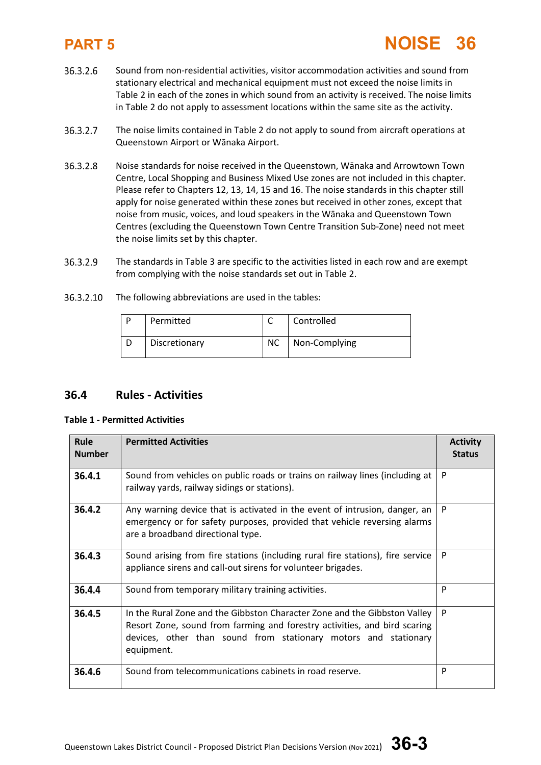36.3.2.6 Sound from non-residential activities, visitor accommodation activities and sound from stationary electrical and mechanical equipment must not exceed the noise limits in Table 2 in each of the zones in which sound from an activity is received. The noise limits in Table 2 do not apply to assessment locations within the same site as the activity.

36.3.2.7 The noise limits contained in Table 2 do not apply to sound from aircraft operations at Queenstown Airport or Wānaka Airport.

36.3.2.8 Noise standards for noise received in the Queenstown, Wānaka and Arrowtown Town Centre, Local Shopping and Business Mixed Use zones are not included in this chapter. Please refer to Chapters 12, 13, 14, 15 and 16. The noise standards in this chapter still apply for noise generated within these zones but received in other zones, except that noise from music, voices, and loud speakers in the Wānaka and Queenstown Town Centres (excluding the Queenstown Town Centre Transition Sub-Zone) need not meet the noise limits set by this chapter.

36.3.2.9 The standards in Table 3 are specific to the activities listed in each row and are exempt from complying with the noise standards set out in Table 2.

36.3.2.10 The following abbreviations are used in the tables:

| P | Permitted | C | Controlled |
|---|---|---|---|
| D | Discretionary | NC | Non-Complying |

## 36.4 Rules - Activities

**Table 1 - Permitted Activities**

| Rule Number | Permitted Activities | Activity Status |
|---|---|---|
| **36.4.1** | Sound from vehicles on public roads or trains on railway lines (including at railway yards, railway sidings or stations). | P |
| **36.4.2** | Any warning device that is activated in the event of intrusion, danger, an emergency or for safety purposes, provided that vehicle reversing alarms are a broadband directional type. | P |
| **36.4.3** | Sound arising from fire stations (including rural fire stations), fire service appliance sirens and call-out sirens for volunteer brigades. | P |
| **36.4.4** | Sound from temporary military training activities. | P |
| **36.4.5** | In the Rural Zone and the Gibbston Character Zone and the Gibbston Valley Resort Zone, sound from farming and forestry activities, and bird scaring devices, other than sound from stationary motors and stationary equipment. | P |
| **36.4.6** | Sound from telecommunications cabinets in road reserve. | P |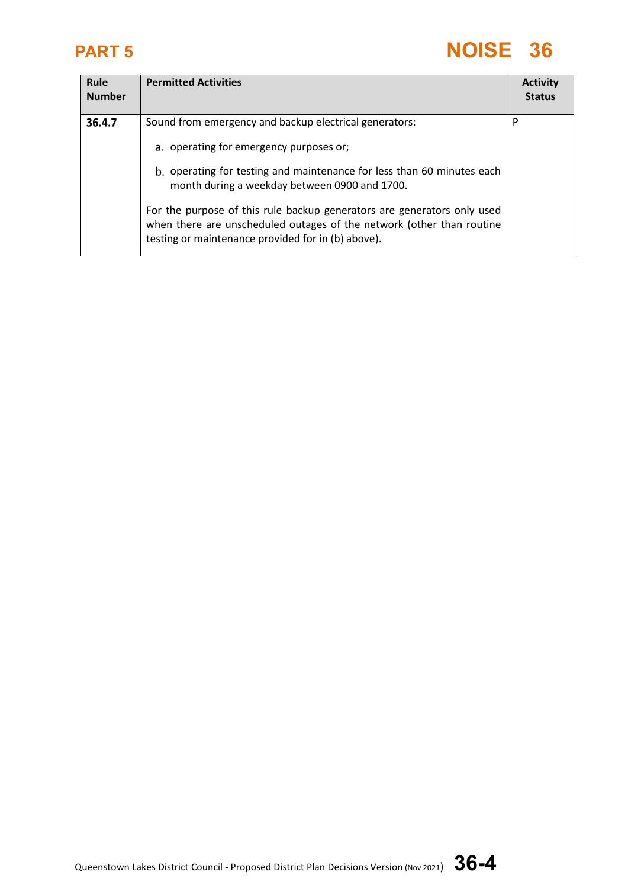| Rule Number | Permitted Activities | Activity Status |
| --- | --- | --- |
| **36.4.7** | Sound from emergency and backup electrical generators:<br><br>a. operating for emergency purposes or;<br><br>b. operating for testing and maintenance for less than 60 minutes each month during a weekday between 0900 and 1700.<br><br>For the purpose of this rule backup generators are generators only used when there are unscheduled outages of the network (other than routine testing or maintenance provided for in (b) above). | P |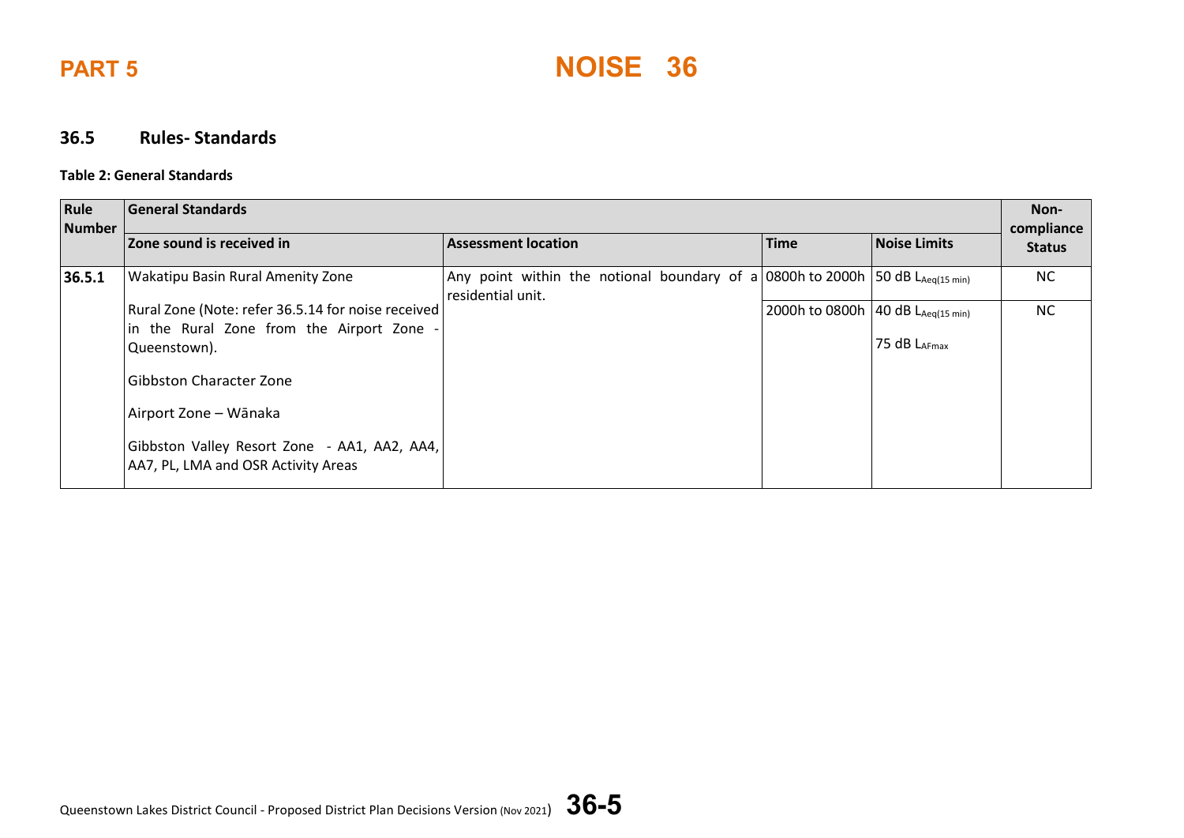# PART 5 NOISE 36

## 36.5 Rules- Standards

**Table 2: General Standards**

| Rule Number | General Standards | | | | Non-compliance Status |
|---|---|---|---|---|---|
| | **Zone sound is received in** | **Assessment location** | **Time** | **Noise Limits** | |
| **36.5.1** | Wakatipu Basin Rural Amenity Zone<br><br>Rural Zone (Note: refer 36.5.14 for noise received in the Rural Zone from the Airport Zone - Queenstown).<br><br>Gibbston Character Zone<br><br>Airport Zone – Wānaka<br><br>Gibbston Valley Resort Zone - AA1, AA2, AA4, AA7, PL, LMA and OSR Activity Areas | Any point within the notional boundary of a residential unit. | 0800h to 2000h | 50 dB $L_{Aeq(15\ min)}$ | NC |
| | | | 2000h to 0800h | 40 dB $L_{Aeq(15\ min)}$<br><br>75 dB $L_{AFmax}$ | NC |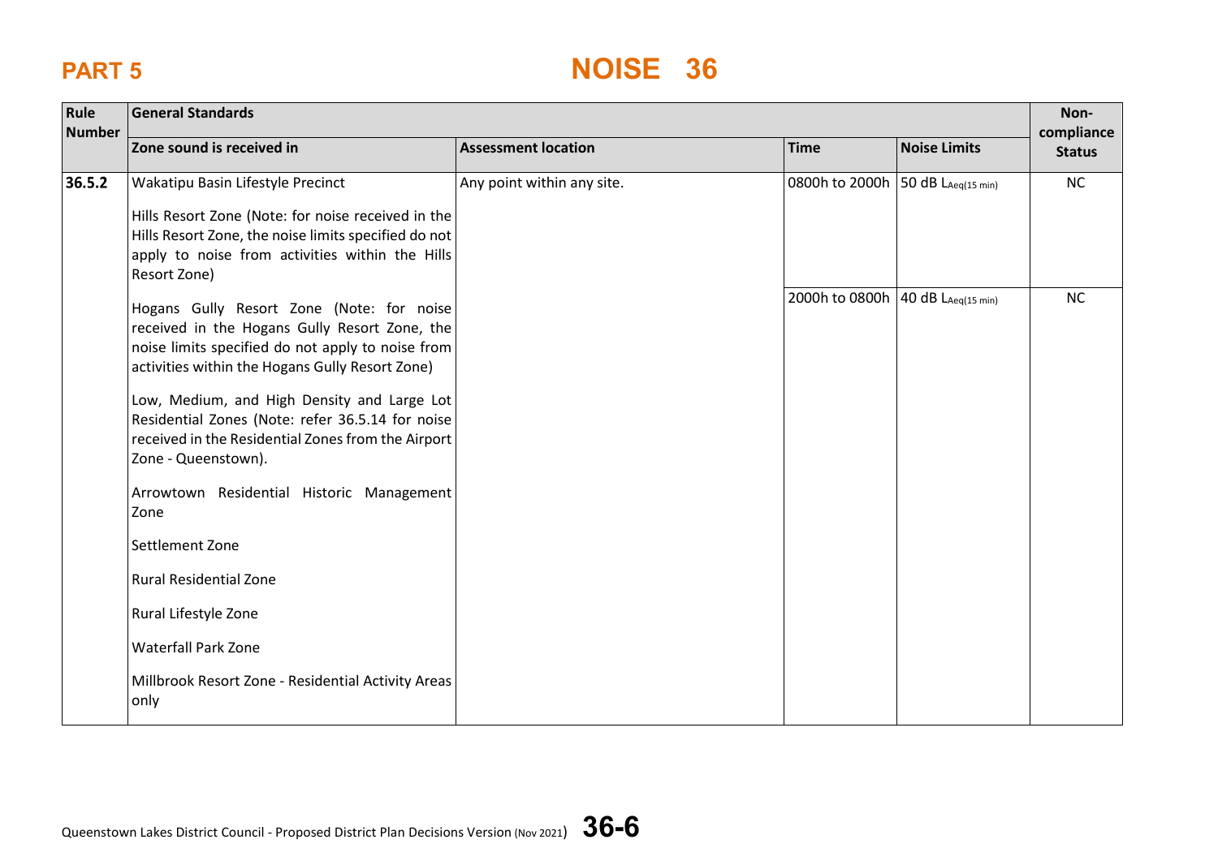| Rule Number | General Standards | | | | Non-compliance Status |
|---|---|---|---|---|---|
| | Zone sound is received in | Assessment location | Time | Noise Limits | |
| 36.5.2 | Wakatipu Basin Lifestyle Precinct<br><br>Hills Resort Zone (Note: for noise received in the Hills Resort Zone, the noise limits specified do not apply to noise from activities within the Hills Resort Zone)<br><br>Hogans Gully Resort Zone (Note: for noise received in the Hogans Gully Resort Zone, the noise limits specified do not apply to noise from activities within the Hogans Gully Resort Zone)<br><br>Low, Medium, and High Density and Large Lot Residential Zones (Note: refer 36.5.14 for noise received in the Residential Zones from the Airport Zone - Queenstown).<br><br>Arrowtown Residential Historic Management Zone<br><br>Settlement Zone<br><br>Rural Residential Zone<br><br>Rural Lifestyle Zone<br><br>Waterfall Park Zone<br><br>Millbrook Resort Zone - Residential Activity Areas only | Any point within any site. | 0800h to 2000h | 50 dB $L_{Aeq(15\ min)}$ | NC |
| | | | 2000h to 0800h | 40 dB $L_{Aeq(15\ min)}$ | NC |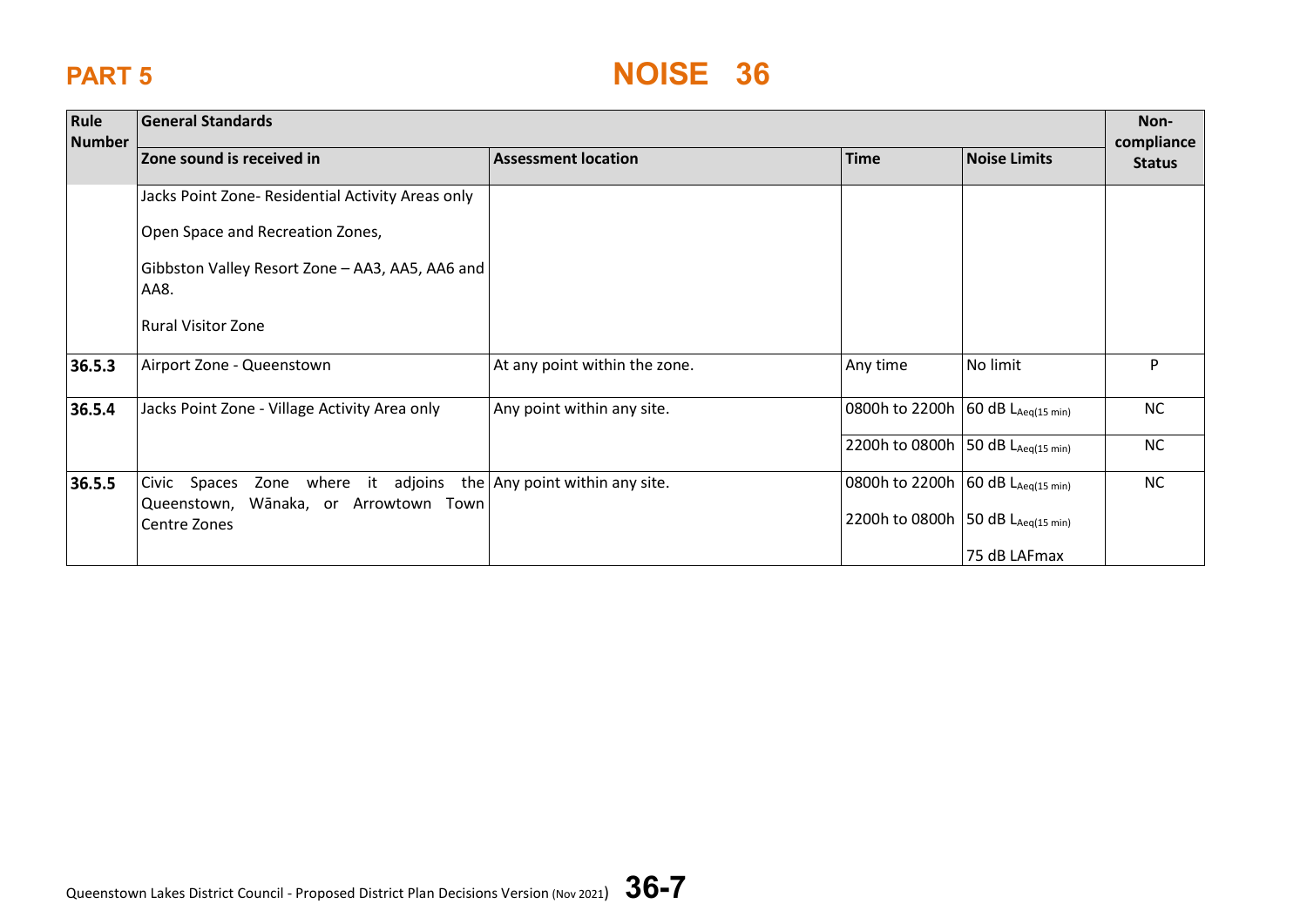# PART 5

# NOISE 36

| Rule Number | General Standards | | | | Non-compliance Status |
|---|---|---|---|---|---|
| | Zone sound is received in | Assessment location | Time | Noise Limits | |
| | Jacks Point Zone- Residential Activity Areas only<br><br>Open Space and Recreation Zones,<br><br>Gibbston Valley Resort Zone – AA3, AA5, AA6 and AA8.<br><br>Rural Visitor Zone | | | | |
| **36.5.3** | Airport Zone - Queenstown | At any point within the zone. | Any time | No limit | P |
| **36.5.4** | Jacks Point Zone - Village Activity Area only | Any point within any site. | 0800h to 2200h | 60 dB $L_{Aeq(15\ min)}$ | NC |
| | | | 2200h to 0800h | 50 dB $L_{Aeq(15\ min)}$ | NC |
| **36.5.5** | Civic Spaces Zone where it adjoins the Queenstown, Wānaka, or Arrowtown Town Centre Zones | Any point within any site. | 0800h to 2200h | 60 dB $L_{Aeq(15\ min)}$ | NC |
| | | | 2200h to 0800h | 50 dB $L_{Aeq(15\ min)}$<br><br>75 dB LAFmax | |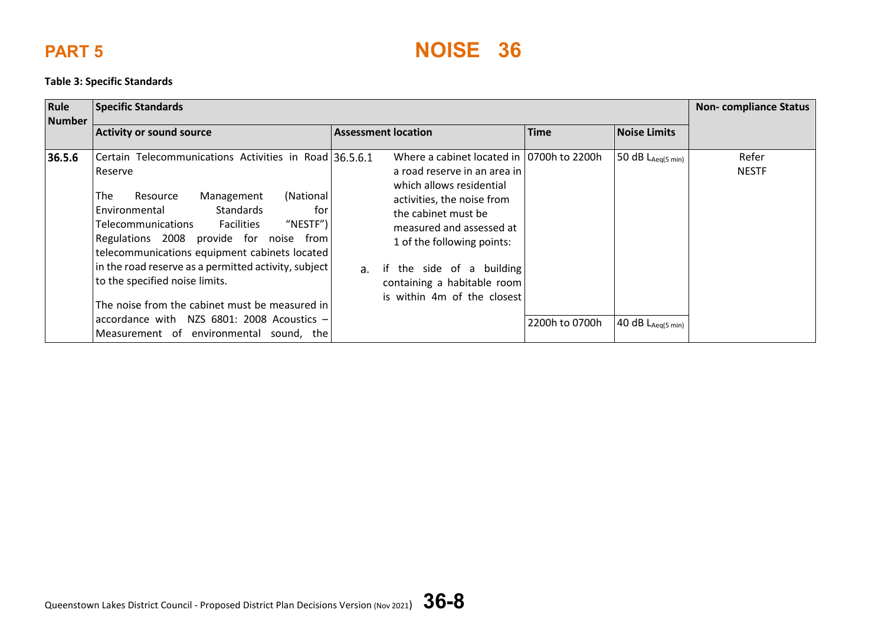# PART 5

# NOISE 36

**Table 3: Specific Standards**

| Rule Number | Specific Standards | | | | Non- compliance Status |
|---|---|---|---|---|---|
| | **Activity or sound source** | **Assessment location** | **Time** | **Noise Limits** | |
| **36.5.6** | Certain Telecommunications Activities in Road Reserve<br><br>The Resource Management (National Environmental Standards for Telecommunications Facilities "NESTF") Regulations 2008 provide for noise from telecommunications equipment cabinets located in the road reserve as a permitted activity, subject to the specified noise limits.<br><br>The noise from the cabinet must be measured in accordance with NZS 6801: 2008 Acoustics – Measurement of environmental sound, the | 36.5.6.1 Where a cabinet located in a road reserve in an area in which allows residential activities, the noise from the cabinet must be measured and assessed at 1 of the following points:<br><br>a. if the side of a building containing a habitable room is within 4m of the closest | 0700h to 2200h | 50 dB $L_{Aeq(5\ min)}$ | Refer NESTF |
| | | | 2200h to 0700h | 40 dB $L_{Aeq(5\ min)}$ | |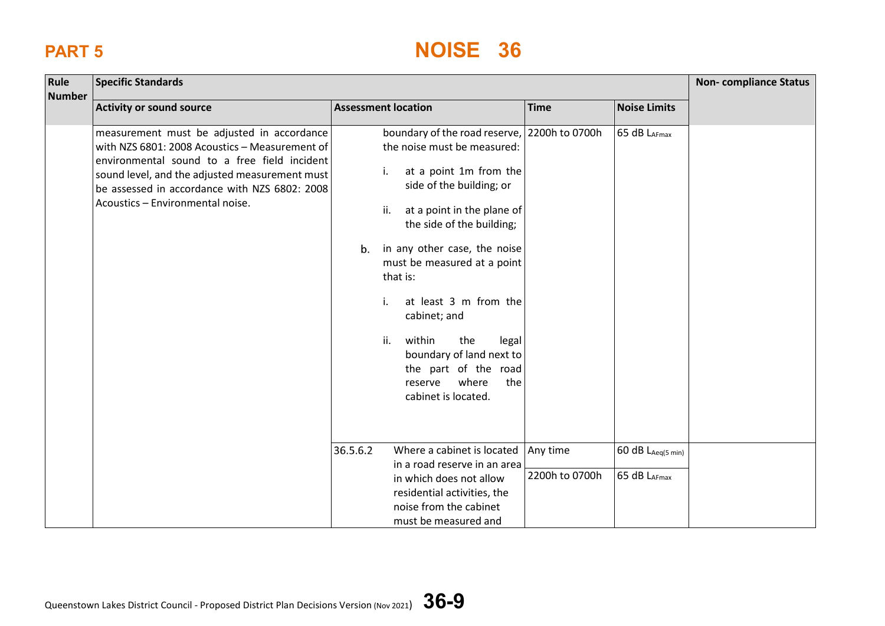# PART 5

# NOISE 36

| Rule Number | Specific Standards | | | | Non- compliance Status |
|---|---|---|---|---|---|
| | **Activity or sound source** | **Assessment location** | **Time** | **Noise Limits** | |
| | measurement must be adjusted in accordance with NZS 6801: 2008 Acoustics – Measurement of environmental sound to a free field incident sound level, and the adjusted measurement must be assessed in accordance with NZS 6802: 2008 Acoustics – Environmental noise. | boundary of the road reserve, the noise must be measured:<br>i. at a point 1m from the side of the building; or<br>ii. at a point in the plane of the side of the building;<br>b. in any other case, the noise must be measured at a point that is:<br>i. at least 3 m from the cabinet; and<br>ii. within the legal boundary of land next to the part of the road reserve where the cabinet is located. | 2200h to 0700h | 65 dB $L_{AFmax}$ | |
| | | 36.5.6.2 Where a cabinet is located in a road reserve in an area in which does not allow residential activities, the noise from the cabinet must be measured and | Any time | 60 dB $L_{Aeq(5\ min)}$ | |
| | | | 2200h to 0700h | 65 dB $L_{AFmax}$ | |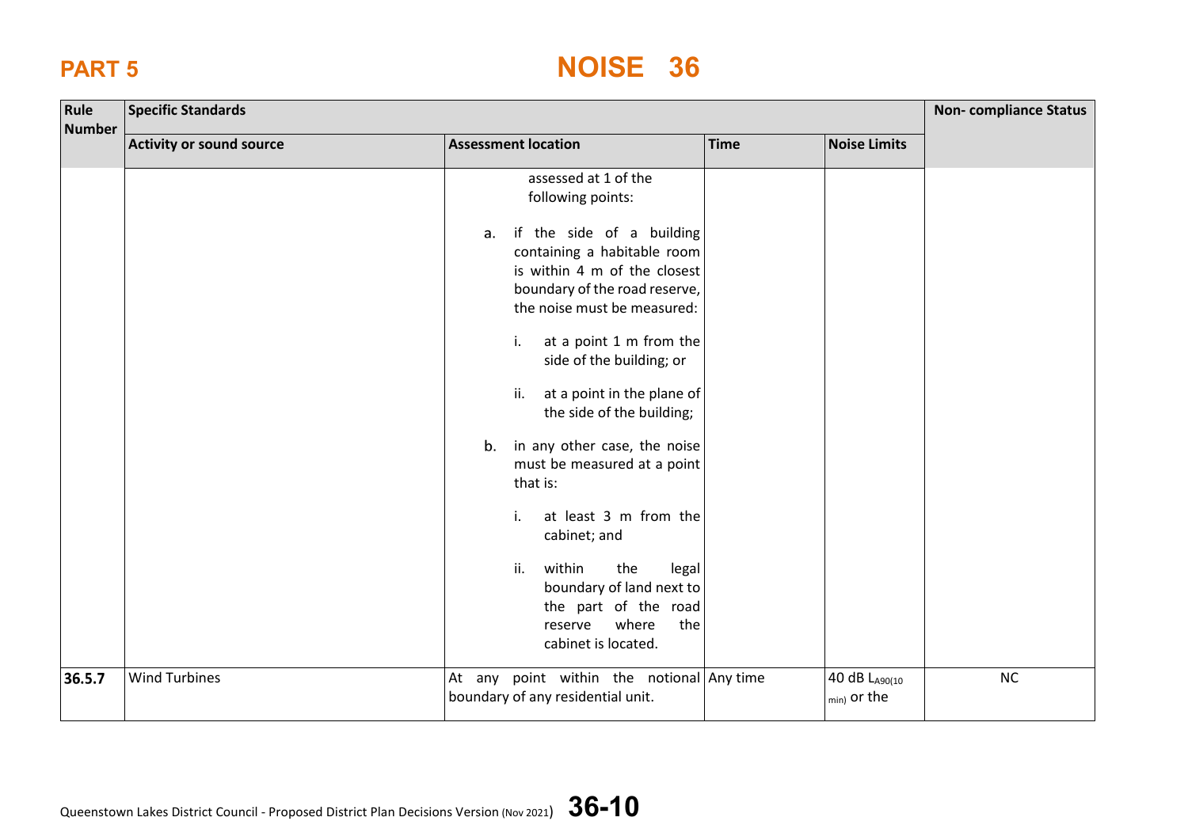# PART 5

# NOISE 36

| Rule Number | Specific Standards | | | | Non- compliance Status |
|---|---|---|---|---|---|
| | Activity or sound source | Assessment location | Time | Noise Limits | |
| | | assessed at 1 of the following points:<br><br>a. if the side of a building containing a habitable room is within 4 m of the closest boundary of the road reserve, the noise must be measured:<br><br>i. at a point 1 m from the side of the building; or<br><br>ii. at a point in the plane of the side of the building;<br><br>b. in any other case, the noise must be measured at a point that is:<br><br>i. at least 3 m from the cabinet; and<br><br>ii. within the legal boundary of land next to the part of the road reserve where the cabinet is located. | | | |
| **36.5.7** | Wind Turbines | At any point within the notional boundary of any residential unit. | Any time | 40 dB $L_{A90(10\ min)}$ or the | NC |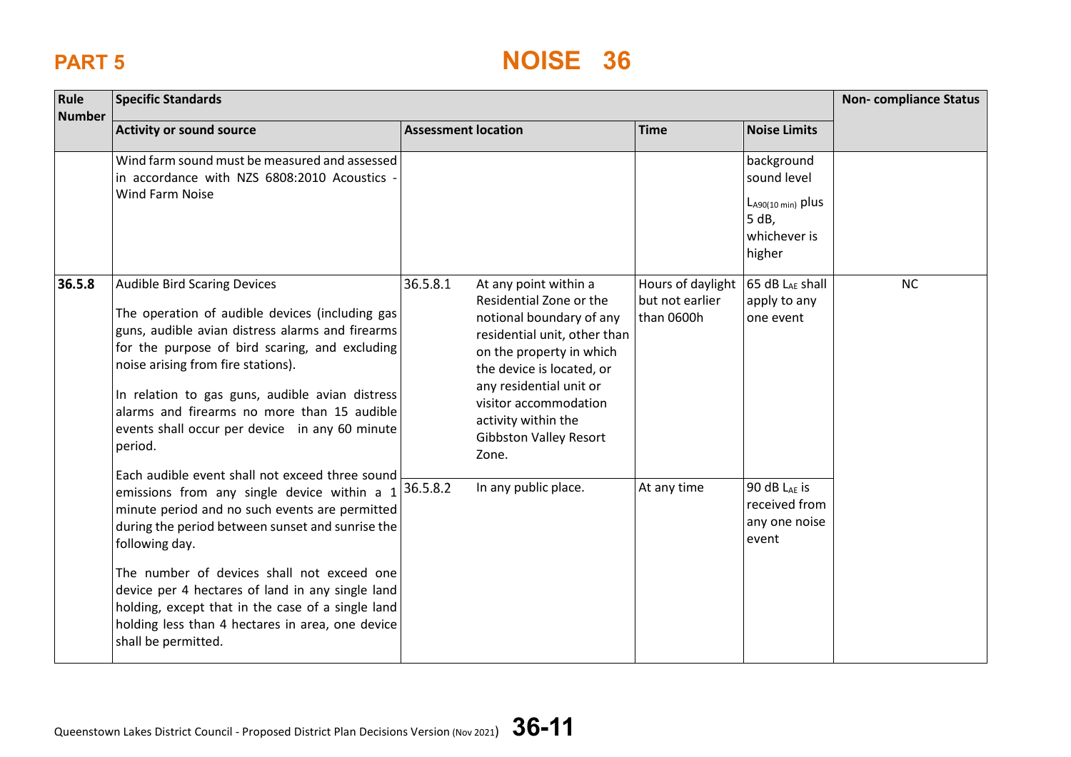# PART 5

# NOISE 36

| Rule Number | Specific Standards | | | | | Non- compliance Status |
|---|---|---|---|---|---|---|
| | Activity or sound source | Assessment location | | Time | Noise Limits | |
| | Wind farm sound must be measured and assessed in accordance with NZS 6808:2010 Acoustics - Wind Farm Noise | | | | background sound level $L_{A90(10\ min)}$ plus 5 dB, whichever is higher | |
| **36.5.8** | Audible Bird Scaring Devices<br><br>The operation of audible devices (including gas guns, audible avian distress alarms and firearms for the purpose of bird scaring, and excluding noise arising from fire stations).<br><br>In relation to gas guns, audible avian distress alarms and firearms no more than 15 audible events shall occur per device in any 60 minute period.<br><br>Each audible event shall not exceed three sound emissions from any single device within a 1 minute period and no such events are permitted during the period between sunset and sunrise the following day.<br><br>The number of devices shall not exceed one device per 4 hectares of land in any single land holding, except that in the case of a single land holding less than 4 hectares in area, one device shall be permitted. | 36.5.8.1 | At any point within a Residential Zone or the notional boundary of any residential unit, other than on the property in which the device is located, or any residential unit or visitor accommodation activity within the Gibbston Valley Resort Zone. | Hours of daylight but not earlier than 0600h | 65 dB $L_{AE}$ shall apply to any one event | NC |
| | | 36.5.8.2 | In any public place. | At any time | 90 dB $L_{AE}$ is received from any one noise event | |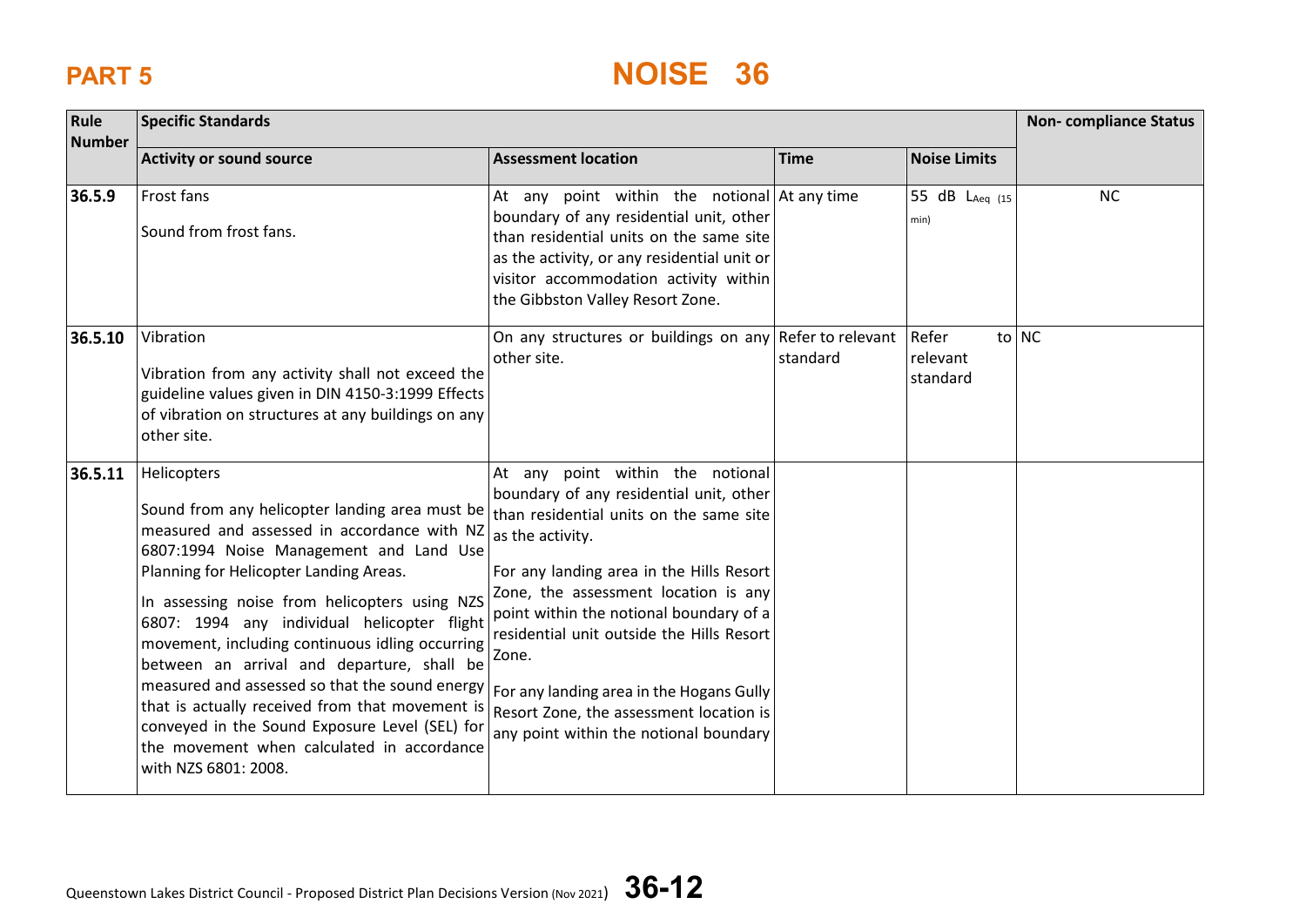| Rule Number | Specific Standards | | | | Non- compliance Status |
|---|---|---|---|---|---|
| | Activity or sound source | Assessment location | Time | Noise Limits | |
| 36.5.9 | Frost fans<br><br>Sound from frost fans. | At any point within the notional boundary of any residential unit, other than residential units on the same site as the activity, or any residential unit or visitor accommodation activity within the Gibbston Valley Resort Zone. | At any time | 55 dB $L_{Aeq\ (15\ min)}$ | NC |
| 36.5.10 | Vibration<br><br>Vibration from any activity shall not exceed the guideline values given in DIN 4150-3:1999 Effects of vibration on structures at any buildings on any other site. | On any structures or buildings on any other site. | Refer to relevant standard | Refer to relevant standard | NC |
| 36.5.11 | Helicopters<br><br>Sound from any helicopter landing area must be measured and assessed in accordance with NZ 6807:1994 Noise Management and Land Use Planning for Helicopter Landing Areas.<br><br>In assessing noise from helicopters using NZS 6807: 1994 any individual helicopter flight movement, including continuous idling occurring between an arrival and departure, shall be measured and assessed so that the sound energy that is actually received from that movement is conveyed in the Sound Exposure Level (SEL) for the movement when calculated in accordance with NZS 6801: 2008. | At any point within the notional boundary of any residential unit, other than residential units on the same site as the activity.<br><br>For any landing area in the Hills Resort Zone, the assessment location is any point within the notional boundary of a residential unit outside the Hills Resort Zone.<br><br>For any landing area in the Hogans Gully Resort Zone, the assessment location is any point within the notional boundary | | | |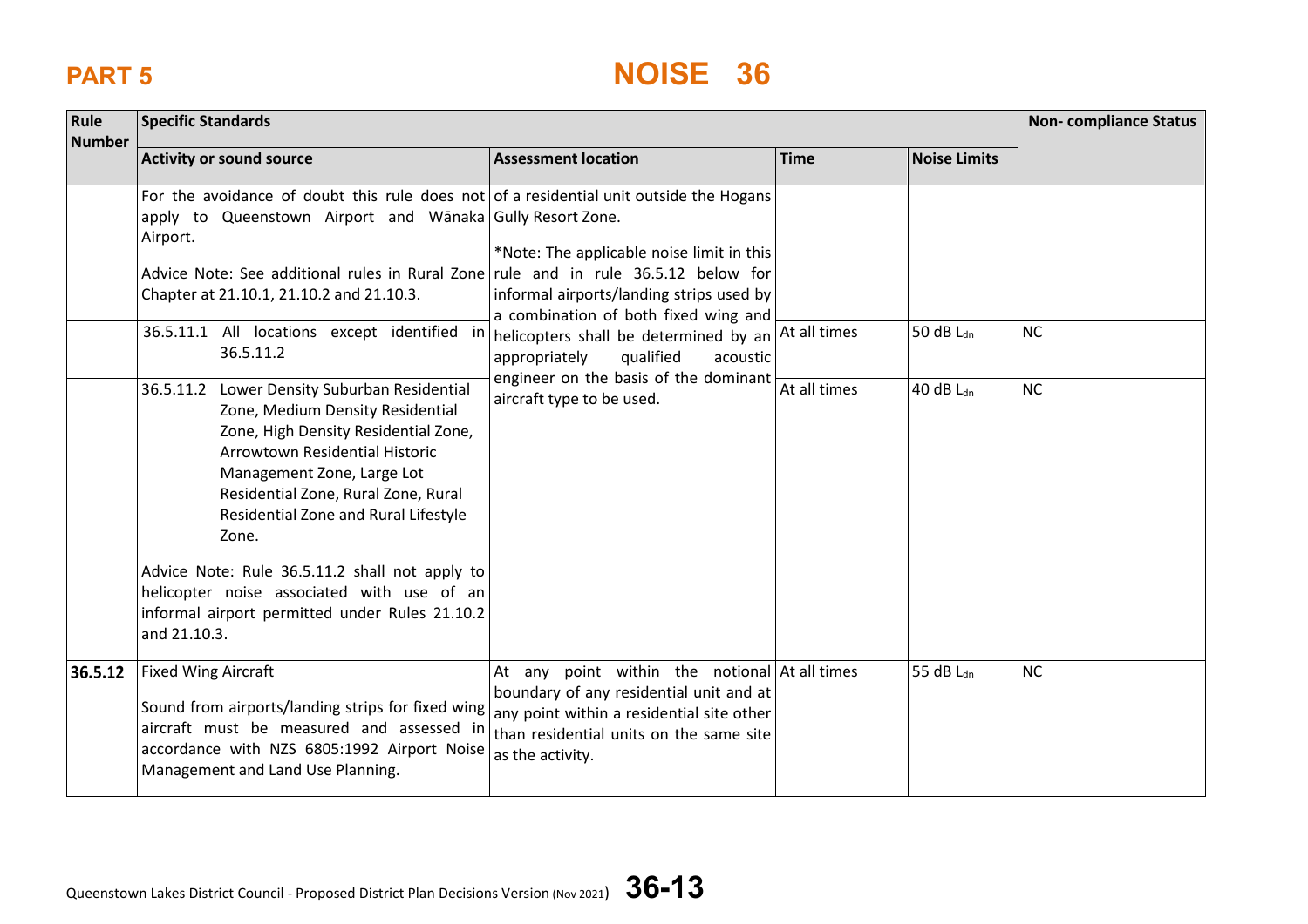# PART 5

# NOISE 36

| Rule Number | Specific Standards | | | | Non- compliance Status |
|---|---|---|---|---|---|
| | **Activity or sound source** | **Assessment location** | **Time** | **Noise Limits** | |
| | For the avoidance of doubt this rule does not apply to Queenstown Airport and Wānaka Airport.<br><br>Advice Note: See additional rules in Rural Zone Chapter at 21.10.1, 21.10.2 and 21.10.3. | of a residential unit outside the Hogans Gully Resort Zone.<br><br>*Note: The applicable noise limit in this rule and in rule 36.5.12 below for informal airports/landing strips used by a combination of both fixed wing and helicopters shall be determined by an appropriately qualified acoustic engineer on the basis of the dominant aircraft type to be used. | | | |
| | 36.5.11.1 All locations except identified in 36.5.11.2 | | At all times | 50 dB $L_{dn}$ | NC |
| | 36.5.11.2 Lower Density Suburban Residential Zone, Medium Density Residential Zone, High Density Residential Zone, Arrowtown Residential Historic Management Zone, Large Lot Residential Zone, Rural Zone, Rural Residential Zone and Rural Lifestyle Zone.<br><br>Advice Note: Rule 36.5.11.2 shall not apply to helicopter noise associated with use of an informal airport permitted under Rules 21.10.2 and 21.10.3. | | At all times | 40 dB $L_{dn}$ | NC |
| **36.5.12** | Fixed Wing Aircraft<br><br>Sound from airports/landing strips for fixed wing aircraft must be measured and assessed in accordance with NZS 6805:1992 Airport Noise Management and Land Use Planning. | At any point within the notional boundary of any residential unit and at any point within a residential site other than residential units on the same site as the activity. | At all times | 55 dB $L_{dn}$ | NC |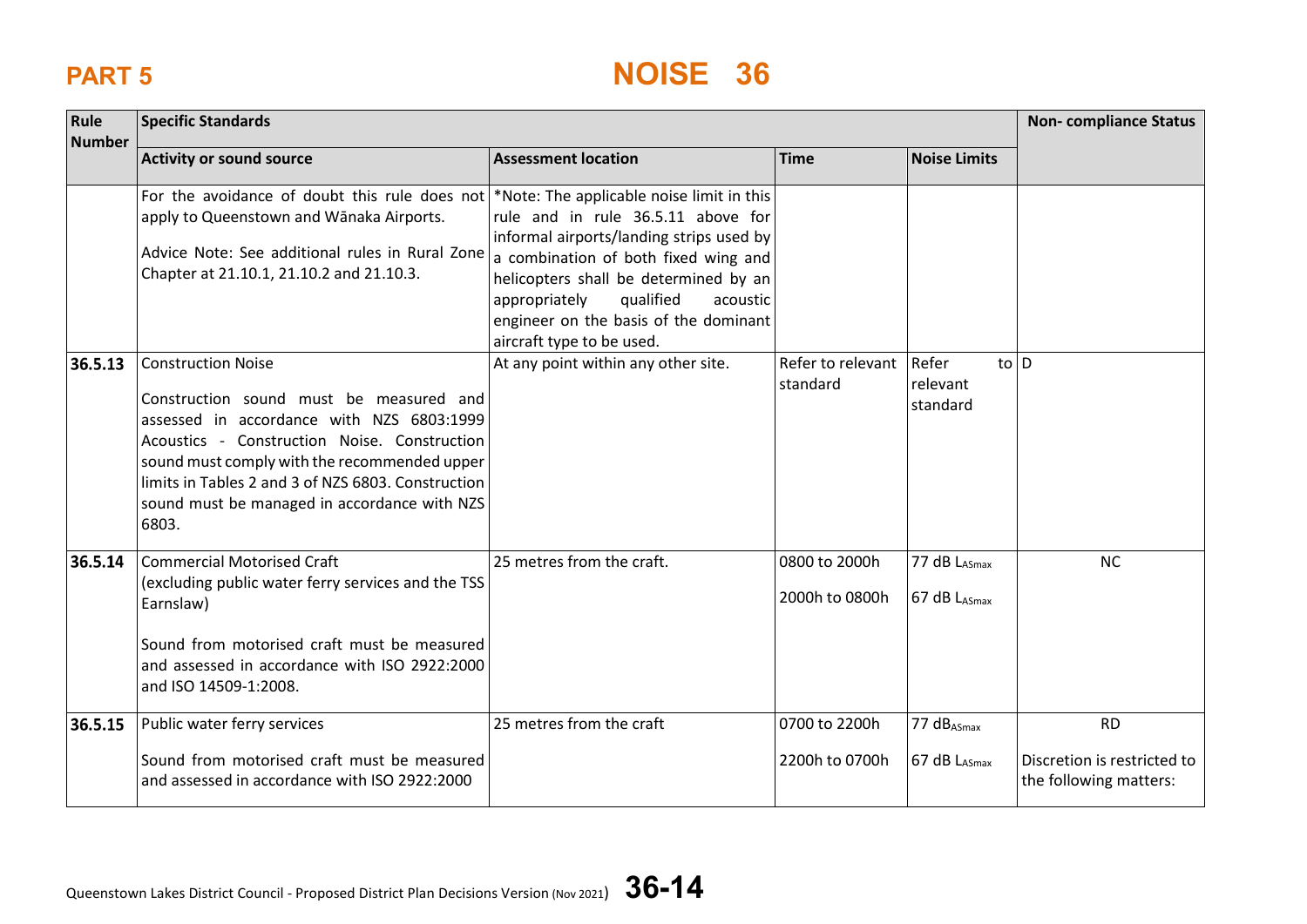| Rule Number | Specific Standards | | | | Non- compliance Status |
|---|---|---|---|---|---|
| | Activity or sound source | Assessment location | Time | Noise Limits | |
| | For the avoidance of doubt this rule does not apply to Queenstown and Wānaka Airports.<br><br>Advice Note: See additional rules in Rural Zone Chapter at 21.10.1, 21.10.2 and 21.10.3. | *Note: The applicable noise limit in this rule and in rule 36.5.11 above for informal airports/landing strips used by a combination of both fixed wing and helicopters shall be determined by an appropriately qualified acoustic engineer on the basis of the dominant aircraft type to be used. | | | |
| **36.5.13** | Construction Noise<br><br>Construction sound must be measured and assessed in accordance with NZS 6803:1999 Acoustics - Construction Noise. Construction sound must comply with the recommended upper limits in Tables 2 and 3 of NZS 6803. Construction sound must be managed in accordance with NZS 6803. | At any point within any other site. | Refer to relevant standard | Refer to relevant standard | D |
| **36.5.14** | Commercial Motorised Craft<br>(excluding public water ferry services and the TSS Earnslaw)<br><br>Sound from motorised craft must be measured and assessed in accordance with ISO 2922:2000 and ISO 14509-1:2008. | 25 metres from the craft. | 0800 to 2000h<br><br>2000h to 0800h | 77 dB $L_{ASmax}$<br><br>67 dB $L_{ASmax}$ | NC |
| **36.5.15** | Public water ferry services<br><br>Sound from motorised craft must be measured and assessed in accordance with ISO 2922:2000 | 25 metres from the craft | 0700 to 2200h<br><br>2200h to 0700h | 77 $dB_{ASmax}$<br><br>67 dB $L_{ASmax}$ | RD<br><br>Discretion is restricted to the following matters: |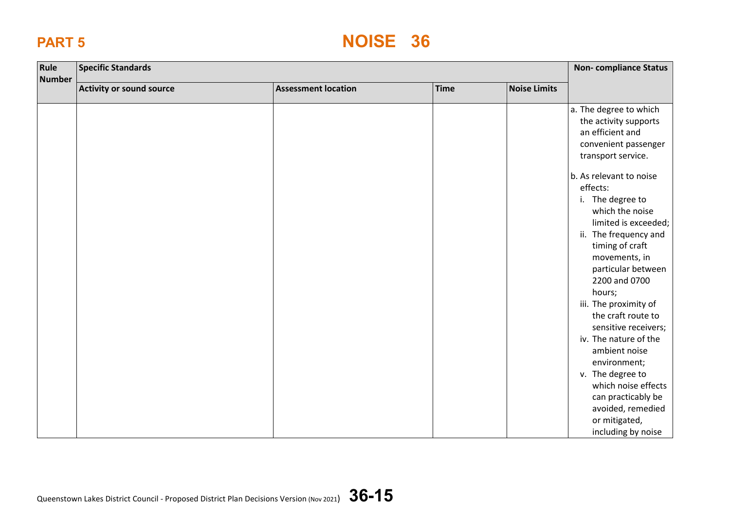| Rule Number | Specific Standards | | | | Non- compliance Status |
|---|---|---|---|---|---|
| | Activity or sound source | Assessment location | Time | Noise Limits | |
| | | | | | a. The degree to which the activity supports an efficient and convenient passenger transport service.<br><br>b. As relevant to noise effects:<br>i. The degree to which the noise limited is exceeded;<br>ii. The frequency and timing of craft movements, in particular between 2200 and 0700 hours;<br>iii. The proximity of the craft route to sensitive receivers;<br>iv. The nature of the ambient noise environment;<br>v. The degree to which noise effects can practicably be avoided, remedied or mitigated, including by noise |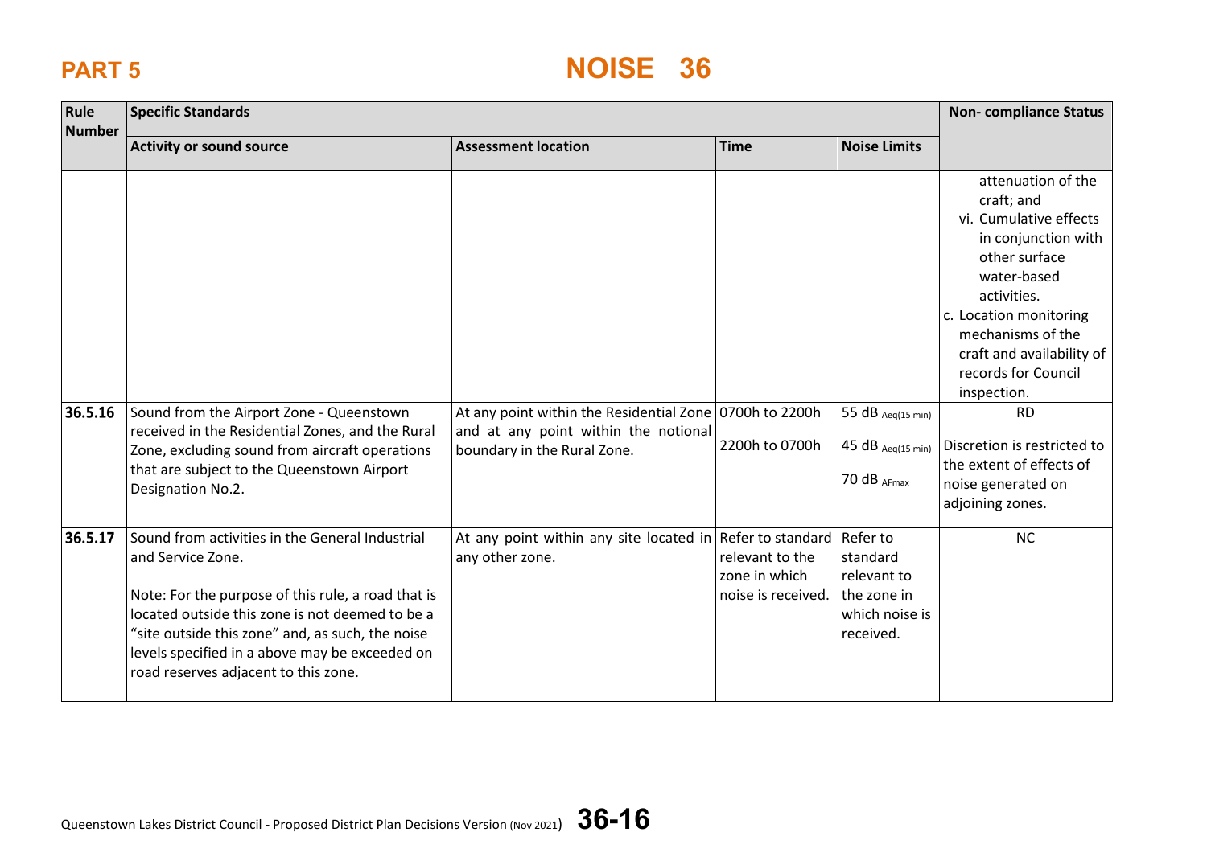# PART 5 NOISE 36

| Rule Number | Specific Standards | | | | Non- compliance Status |
|---|---|---|---|---|---|
| | Activity or sound source | Assessment location | Time | Noise Limits | |
| | | | | | attenuation of the craft; and<br>vi. Cumulative effects in conjunction with other surface water-based activities.<br>c. Location monitoring mechanisms of the craft and availability of records for Council inspection. |
| **36.5.16** | Sound from the Airport Zone - Queenstown received in the Residential Zones, and the Rural Zone, excluding sound from aircraft operations that are subject to the Queenstown Airport Designation No.2. | At any point within the Residential Zone and at any point within the notional boundary in the Rural Zone. | 0700h to 2200h<br><br>2200h to 0700h | 55 dB $_{Aeq(15\ min)}$<br><br>45 dB $_{Aeq(15\ min)}$<br><br>70 dB $_{AFmax}$ | RD<br><br>Discretion is restricted to the extent of effects of noise generated on adjoining zones. |
| **36.5.17** | Sound from activities in the General Industrial and Service Zone.<br><br>Note: For the purpose of this rule, a road that is located outside this zone is not deemed to be a "site outside this zone" and, as such, the noise levels specified in a above may be exceeded on road reserves adjacent to this zone. | At any point within any site located in any other zone. | Refer to standard relevant to the zone in which noise is received. | Refer to standard relevant to the zone in which noise is received. | NC |

Queenstown Lakes District Council - Proposed District Plan Decisions Version (Nov 2021)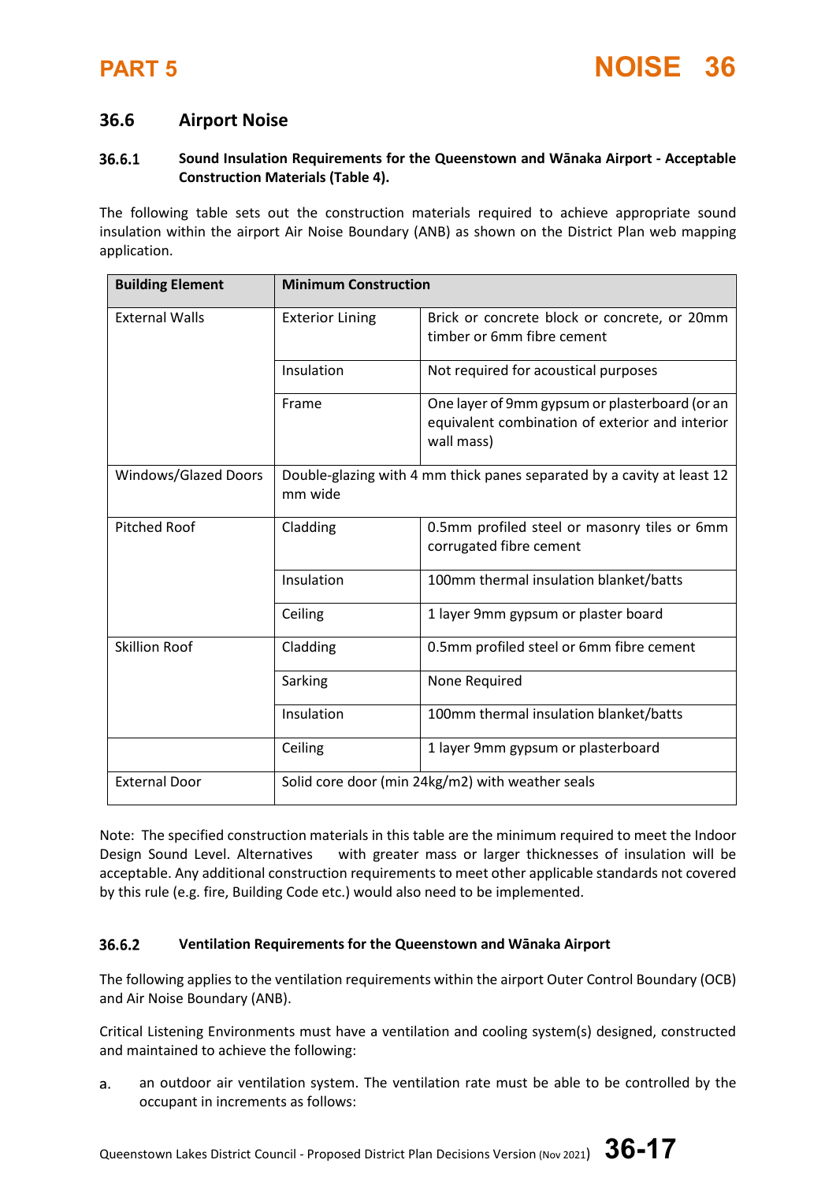## 36.6 Airport Noise

### 36.6.1 Sound Insulation Requirements for the Queenstown and Wānaka Airport - Acceptable Construction Materials (Table 4).

The following table sets out the construction materials required to achieve appropriate sound insulation within the airport Air Noise Boundary (ANB) as shown on the District Plan web mapping application.

| Building Element | Minimum Construction | |
|---|---|---|
| External Walls | Exterior Lining | Brick or concrete block or concrete, or 20mm timber or 6mm fibre cement |
| | Insulation | Not required for acoustical purposes |
| | Frame | One layer of 9mm gypsum or plasterboard (or an equivalent combination of exterior and interior wall mass) |
| Windows/Glazed Doors | Double-glazing with 4 mm thick panes separated by a cavity at least 12 mm wide | |
| Pitched Roof | Cladding | 0.5mm profiled steel or masonry tiles or 6mm corrugated fibre cement |
| | Insulation | 100mm thermal insulation blanket/batts |
| | Ceiling | 1 layer 9mm gypsum or plaster board |
| Skillion Roof | Cladding | 0.5mm profiled steel or 6mm fibre cement |
| | Sarking | None Required |
| | Insulation | 100mm thermal insulation blanket/batts |
| | Ceiling | 1 layer 9mm gypsum or plasterboard |
| External Door | Solid core door (min 24kg/m2) with weather seals | |

Note: The specified construction materials in this table are the minimum required to meet the Indoor Design Sound Level. Alternatives with greater mass or larger thicknesses of insulation will be acceptable. Any additional construction requirements to meet other applicable standards not covered by this rule (e.g. fire, Building Code etc.) would also need to be implemented.

### 36.6.2 Ventilation Requirements for the Queenstown and Wānaka Airport

The following applies to the ventilation requirements within the airport Outer Control Boundary (OCB) and Air Noise Boundary (ANB).

Critical Listening Environments must have a ventilation and cooling system(s) designed, constructed and maintained to achieve the following:

a. an outdoor air ventilation system. The ventilation rate must be able to be controlled by the occupant in increments as follows: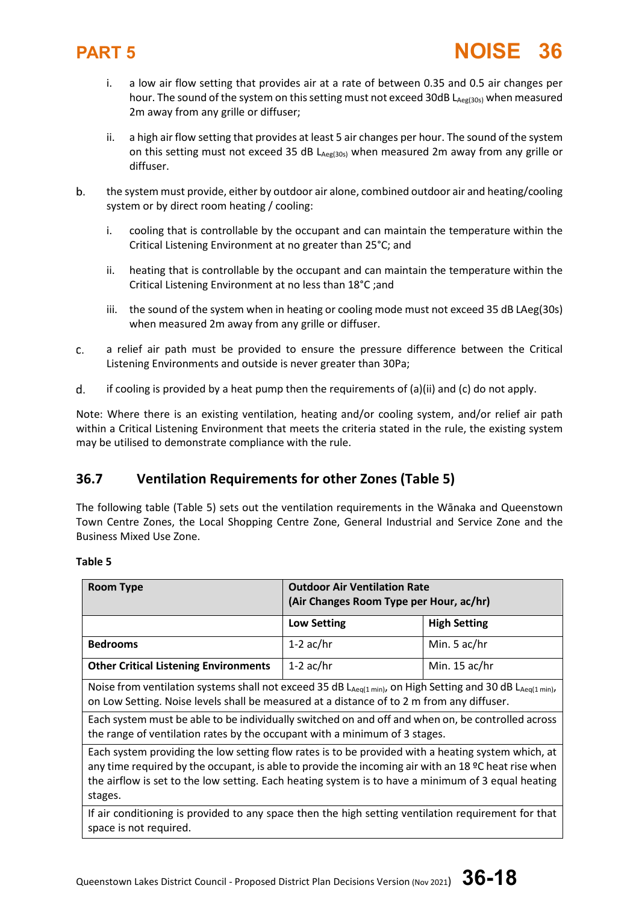i. a low air flow setting that provides air at a rate of between 0.35 and 0.5 air changes per hour. The sound of the system on this setting must not exceed 30dB $L_{Aeg(30s)}$ when measured 2m away from any grille or diffuser;

ii. a high air flow setting that provides at least 5 air changes per hour. The sound of the system on this setting must not exceed 35 dB $L_{Aeg(30s)}$ when measured 2m away from any grille or diffuser.

b. the system must provide, either by outdoor air alone, combined outdoor air and heating/cooling system or by direct room heating / cooling:

i. cooling that is controllable by the occupant and can maintain the temperature within the Critical Listening Environment at no greater than 25°C; and

ii. heating that is controllable by the occupant and can maintain the temperature within the Critical Listening Environment at no less than 18°C ;and

iii. the sound of the system when in heating or cooling mode must not exceed 35 dB LAeg(30s) when measured 2m away from any grille or diffuser.

c. a relief air path must be provided to ensure the pressure difference between the Critical Listening Environments and outside is never greater than 30Pa;

d. if cooling is provided by a heat pump then the requirements of (a)(ii) and (c) do not apply.

Note: Where there is an existing ventilation, heating and/or cooling system, and/or relief air path within a Critical Listening Environment that meets the criteria stated in the rule, the existing system may be utilised to demonstrate compliance with the rule.

## 36.7 Ventilation Requirements for other Zones (Table 5)

The following table (Table 5) sets out the ventilation requirements in the Wānaka and Queenstown Town Centre Zones, the Local Shopping Centre Zone, General Industrial and Service Zone and the Business Mixed Use Zone.

**Table 5**

| **Room Type** | **Outdoor Air Ventilation Rate (Air Changes Room Type per Hour, ac/hr)** | |
|---|---|---|
| | **Low Setting** | **High Setting** |
| **Bedrooms** | 1-2 ac/hr | Min. 5 ac/hr |
| **Other Critical Listening Environments** | 1-2 ac/hr | Min. 15 ac/hr |
| Noise from ventilation systems shall not exceed 35 dB $L_{Aeq(1\,min)}$, on High Setting and 30 dB $L_{Aeq(1\,min)}$, on Low Setting. Noise levels shall be measured at a distance of to 2 m from any diffuser. | | |
| Each system must be able to be individually switched on and off and when on, be controlled across the range of ventilation rates by the occupant with a minimum of 3 stages. | | |
| Each system providing the low setting flow rates is to be provided with a heating system which, at any time required by the occupant, is able to provide the incoming air with an 18 ºC heat rise when the airflow is set to the low setting. Each heating system is to have a minimum of 3 equal heating stages. | | |
| If air conditioning is provided to any space then the high setting ventilation requirement for that space is not required. | | |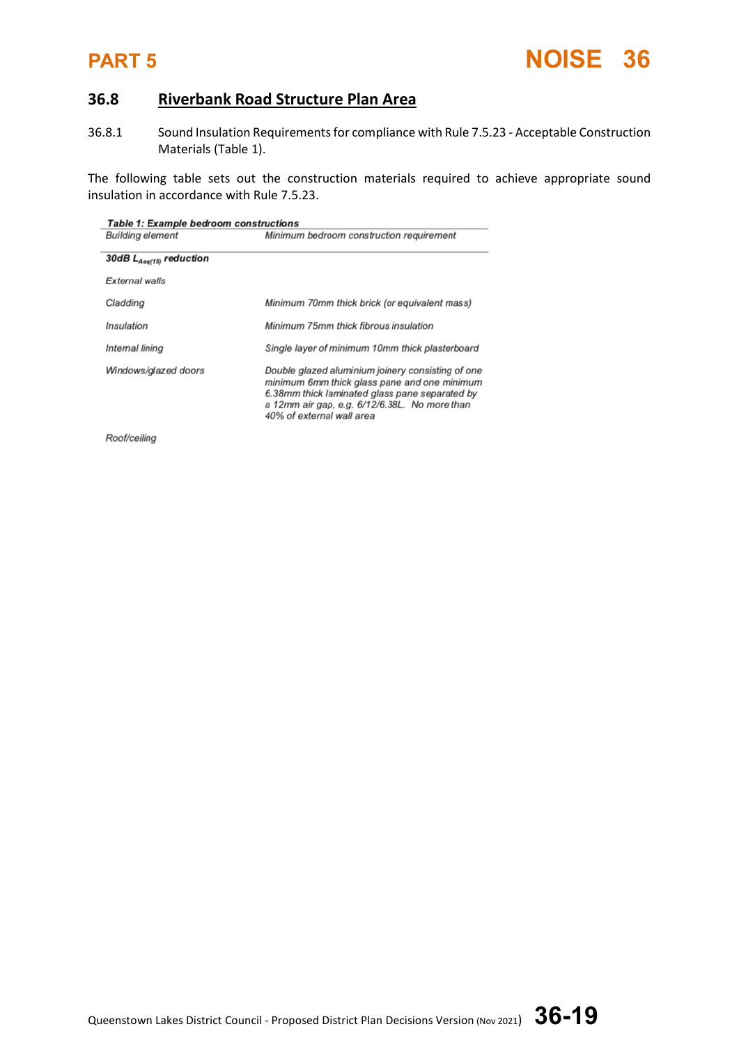## 36.8 Riverbank Road Structure Plan Area

36.8.1 Sound Insulation Requirements for compliance with Rule 7.5.23 - Acceptable Construction Materials (Table 1).

The following table sets out the construction materials required to achieve appropriate sound insulation in accordance with Rule 7.5.23.

***Table 1: Example bedroom constructions***

| *Building element* | *Minimum bedroom construction requirement* |
|---|---|
| ***30dB $L_{Aeq(15)}$ reduction*** | |
| *External walls* | |
| *Cladding* | *Minimum 70mm thick brick (or equivalent mass)* |
| *Insulation* | *Minimum 75mm thick fibrous insulation* |
| *Internal lining* | *Single layer of minimum 10mm thick plasterboard* |
| *Windows/glazed doors* | *Double glazed aluminium joinery consisting of one minimum 6mm thick glass pane and one minimum 6.38mm thick laminated glass pane separated by a 12mm air gap, e.g. 6/12/6.38L. No more than 40% of external wall area* |
| *Roof/ceiling* | |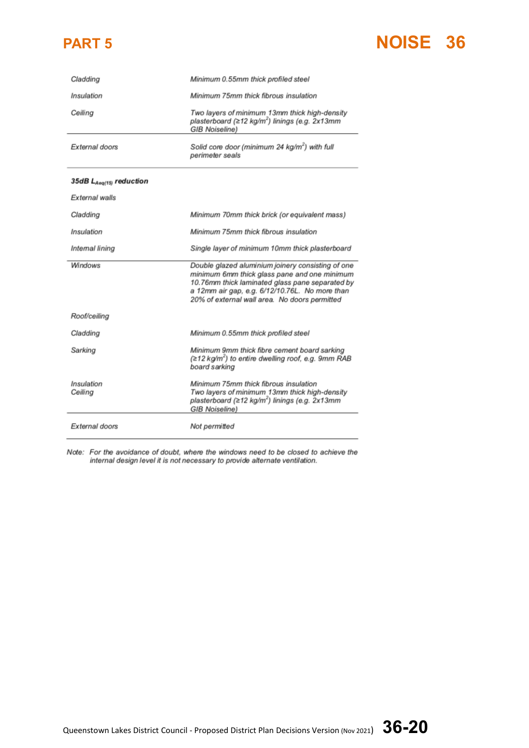| | |
|---|---|
| *Cladding* | *Minimum 0.55mm thick profiled steel* |
| *Insulation* | *Minimum 75mm thick fibrous insulation* |
| *Ceiling* | *Two layers of minimum 13mm thick high-density plasterboard (≥12 kg/m²) linings (e.g. 2x13mm GIB Noiseline)* |
| *External doors* | *Solid core door (minimum 24 kg/m²) with full perimeter seals* |
| ***35dB $L_{Aeq(15)}$ reduction*** | |
| *External walls* | |
| *Cladding* | *Minimum 70mm thick brick (or equivalent mass)* |
| *Insulation* | *Minimum 75mm thick fibrous insulation* |
| *Internal lining* | *Single layer of minimum 10mm thick plasterboard* |
| *Windows* | *Double glazed aluminium joinery consisting of one minimum 6mm thick glass pane and one minimum 10.76mm thick laminated glass pane separated by a 12mm air gap, e.g. 6/12/10.76L. No more than 20% of external wall area. No doors permitted* |
| *Roof/ceiling* | |
| *Cladding* | *Minimum 0.55mm thick profiled steel* |
| *Sarking* | *Minimum 9mm thick fibre cement board sarking (≥12 kg/m²) to entire dwelling roof, e.g. 9mm RAB board sarking* |
| *Insulation* | *Minimum 75mm thick fibrous insulation* |
| *Ceiling* | *Two layers of minimum 13mm thick high-density plasterboard (≥12 kg/m²) linings (e.g. 2x13mm GIB Noiseline)* |
| *External doors* | *Not permitted* |

*Note: For the avoidance of doubt, where the windows need to be closed to achieve the internal design level it is not necessary to provide alternate ventilation.*